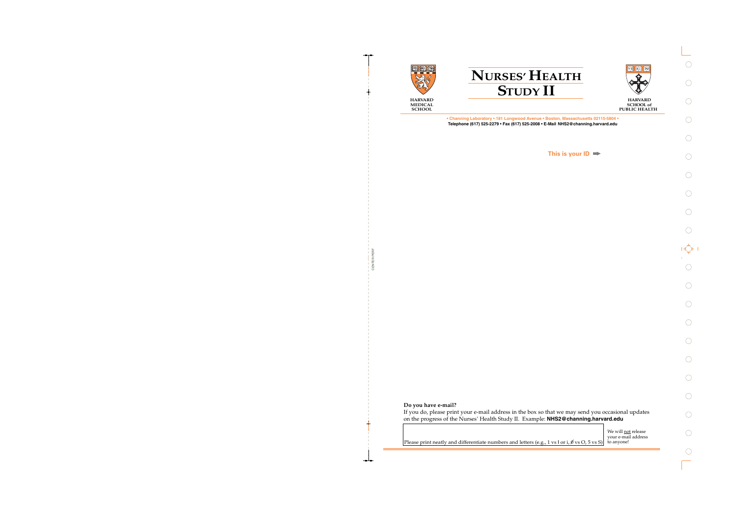HARVARD MEDICAL SCHOOL

# NURSES' HEALTH STUDY II

HARVARD SCHOOL of PUBLIC HEALTH

• Channing Laboratory • 181 Longwood Avenue • Boston, Massachusetts 02115-5804 •
**Telephone (617) 525-2279 • Fax (617) 525-2008 • E-Mail NHS2@channing.harvard.edu**

**This is your ID ➡**

**Do you have e-mail?**
If you do, please print your e-mail address in the box so that we may send you occasional updates on the progress of the Nurses' Health Study II. Example: **NHS2@channing.harvard.edu**

Please print neatly and differentiate numbers and letters (e.g., 1 vs l or i, Ø vs O, 5 vs S)

We will not release your e-mail address to anyone!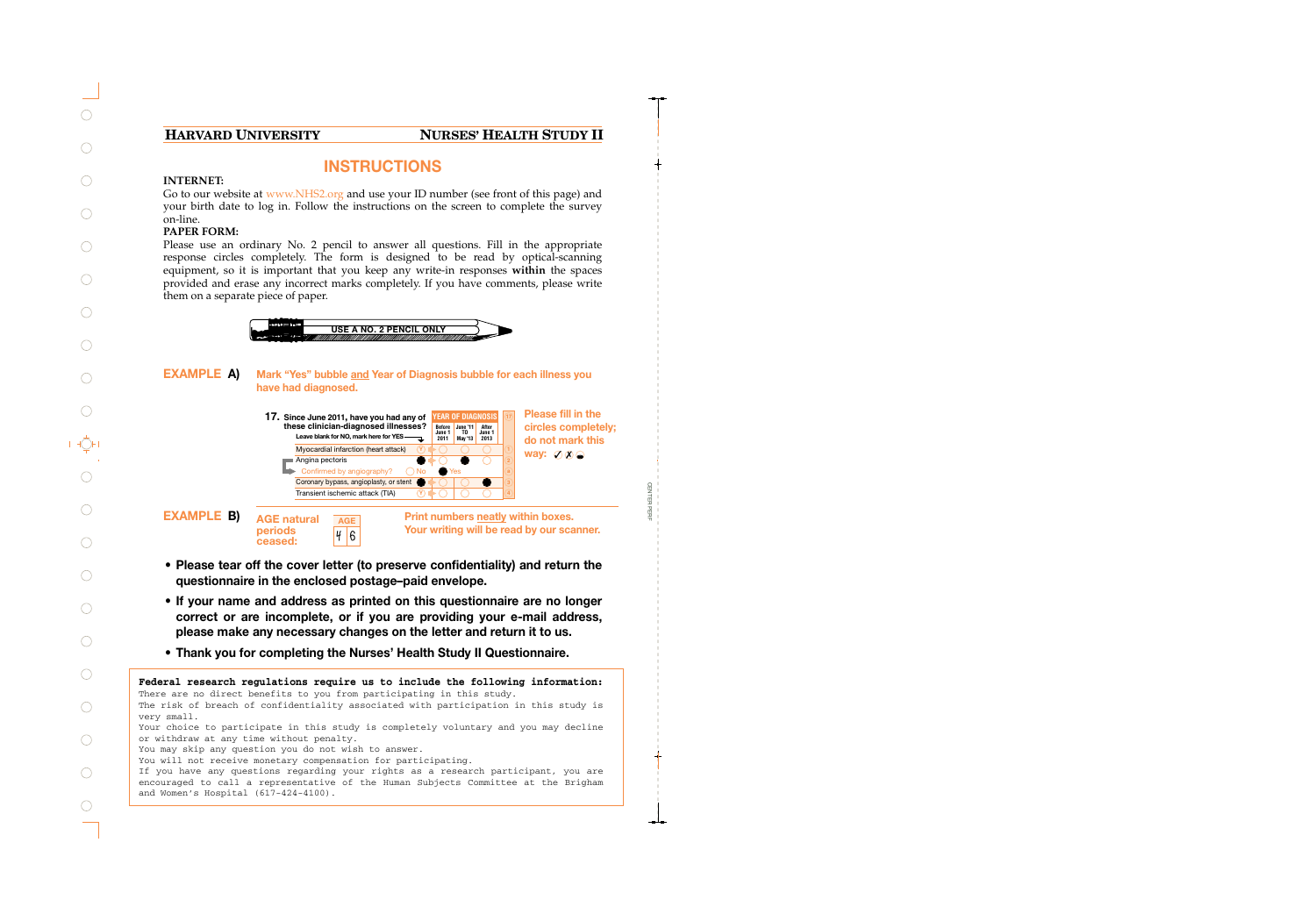## INSTRUCTIONS

**INTERNET:**

Go to our website at www.NHS2.org and use your ID number (see front of this page) and your birth date to log in. Follow the instructions on the screen to complete the survey on-line.

**PAPER FORM:**

Please use an ordinary No. 2 pencil to answer all questions. Fill in the appropriate response circles completely. The form is designed to be read by optical-scanning equipment, so it is important that you keep any write-in responses **within** the spaces provided and erase any incorrect marks completely. If you have comments, please write them on a separate piece of paper.

USE A NO. 2 PENCIL ONLY

**EXAMPLE A)** **Mark "Yes" bubble and Year of Diagnosis bubble for each illness you have had diagnosed.**

**17. Since June 2011, have you had any of these clinician-diagnosed illnesses?**
Leave blank for NO, mark here for YES

| | YES | Before June 1 2011 | June '11 TO May '13 | After June 1 2013 |
|---|---|---|---|---|
| Myocardial infarction (heart attack) | ○ | ○ | ○ | ○ |
| Angina pectoris | ● | ○ | ● | ○ |
| Confirmed by angiography? | ○ No | ● Yes | | |
| Coronary bypass, angioplasty, or stent | ● | ○ | ○ | ● |
| Transient ischemic attack (TIA) | ○ | ○ | ○ | ○ |

**Please fill in the circles completely; do not mark this way: ✓ ✗ ⬓**

**EXAMPLE B)** **AGE natural periods ceased:** AGE 4 6

**Print numbers neatly within boxes. Your writing will be read by our scanner.**

- **Please tear off the cover letter (to preserve confidentiality) and return the questionnaire in the enclosed postage–paid envelope.**
- **If your name and address as printed on this questionnaire are no longer correct or are incomplete, or if you are providing your e-mail address, please make any necessary changes on the letter and return it to us.**
- **Thank you for completing the Nurses' Health Study II Questionnaire.**

**Federal research regulations require us to include the following information:**
There are no direct benefits to you from participating in this study.
The risk of breach of confidentiality associated with participation in this study is very small.
Your choice to participate in this study is completely voluntary and you may decline or withdraw at any time without penalty.
You may skip any question you do not wish to answer.
You will not receive monetary compensation for participating.
If you have any questions regarding your rights as a research participant, you are encouraged to call a representative of the Human Subjects Committee at the Brigham and Women's Hospital (617-424-4100).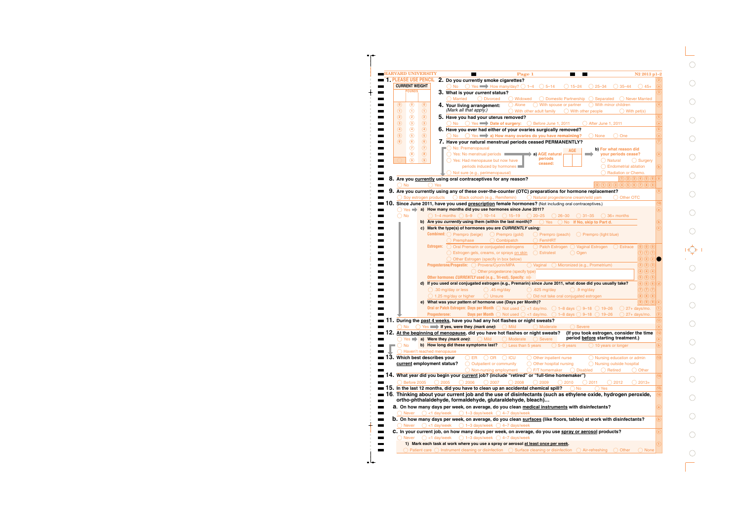HARVARD UNIVERSITY

**1. PLEASE USE PENCIL**

**CURRENT WEIGHT**

POUNDS

| | | |
|---|---|---|
| 0 | 0 | 0 |
| 1 | 1 | 1 |
| 2 | 2 | 2 |
| 3 | 3 | 3 |
| 4 | 4 | 4 |
| 5 | 5 | 5 |
| 6 | 6 | 6 |
| | 7 | 7 |
| | 8 | 8 |
| | 9 | 9 |

**2. Do you currently smoke cigarettes?**

○ No ○ Yes ➡ How many/day? ○ 1–4 ○ 5–14 ○ 15–24 ○ 25–34 ○ 35–44 ○ 45+

**3. What is your *current* status?**

○ Married ○ Divorced ○ Widowed ○ Domestic Partnership ○ Separated ○ Never Married

**4. Your living arrangement:** *(Mark all that apply.)*

○ Alone ○ With spouse or partner ○ With minor children ○ With other adult family ○ With other people ○ With pet(s)

**5. Have you had your uterus removed?**

○ No ○ Yes ➡ Date of surgery: ○ Before June 1, 2011 ○ After June 1, 2011

**6. Have you ever had either of your ovaries surgically removed?**

○ No ○ Yes ➡ a) How many ovaries do you have remaining? ○ None ○ One

**7. Have your natural menstrual periods ceased PERMANENTLY?**

○ No: Premenopausal
○ Yes: No menstrual periods ➡ a) AGE natural periods ceased: [AGE] ➡ b) For what reason did your periods cease?
○ Yes: Had menopause but now have periods induced by hormones
○ Not sure (e.g., perimenopausal)

b) ○ Natural ○ Surgery ○ Endometrial ablation ○ Radiation or Chemo.

**8. Are you currently using oral contraceptives for any reason?**

○ No ○ Yes

**9. Are you currently using any of these over-the-counter (OTC) preparations for hormone replacement?**

○ Soy estrogen products ○ Black cohosh (e.g., Remifemin) ○ Natural progesterone cream/wild yam ○ Other OTC

**10. Since June 2011, have you used prescription female hormones?** (Not including oral contraceptives.)

○ Yes ➡ **a) How many months did you use hormones since June 2011?**
○ No

○ 1–4 months ○ 5–9 ○ 10–14 ○ 15–19 ○ 20–25 ○ 26–30 ○ 31–35 ○ 36+ months

**b) Are you *currently* using them (within the last month)?** ○ Yes ○ No **If No, skip to Part d.**

**c) Mark the type(s) of hormones you are *CURRENTLY* using:**

Combined: ○ Prempro (beige) ○ Prempro (gold) ○ Prempro (peach) ○ Prempro (light blue) ○ Premphase ○ Combipatch ○ FemHRT

Estrogen: ○ Oral Premarin or conjugated estrogens ○ Patch Estrogen ○ Vaginal Estrogen ○ Estrace ○ Estrogen gels, creams, or sprays on skin ○ Estratest ○ Ogen ○ Other Estrogen (specify in box below)

Progesterone/Progestin: ○ Provera/Cycrin/MPA ○ Vaginal ○ Micronized (e.g., Prometrium) ○ Other progesterone (specify type)

Other hormones *CURRENTLY* used (e.g., Tri-est), Specify: ➡

**d) If you used oral conjugated estrogen (e.g., Premarin) since June 2011, what dose did you usually take?**

○ .30 mg/day or less ○ .45 mg/day ○ .625 mg/day ○ .9 mg/day ○ 1.25 mg/day or higher ○ Unsure ○ Did not take oral conjugated estrogen

**e) What was your pattern of hormone use (Days per Month)?**

Oral or Patch Estrogen: Days per Month ○ Not used ○ <1 day/mo. ○ 1–8 days ○ 9–18 ○ 19–26 ○ 27+ days/mo.

Progesterone: Days per Month ○ Not used ○ <1 day/mo. ○ 1–8 days ○ 9–18 ○ 19–26 ○ 27+ days/mo.

**11. During the past 4 weeks, have you had any hot flashes or night sweats?**

○ No ○ Yes ➡ **If yes, were they *(mark one)*:** ○ Mild ○ Moderate ○ Severe

**12. At the beginning of menopause, did you have hot flashes or night sweats?** **(If you took estrogen, consider the time period before starting treatment.)**

○ Yes ➡ **a) Were they *(mark one)*:** ○ Mild ○ Moderate ○ Severe
○ No **b) How long did these symptoms last?** ○ Less than 5 years ○ 5–9 years ○ 10 years or longer
○ Haven't reached menopause

**13. Which best describes your current employment status?**

○ ER ○ OR ○ ICU ○ Other inpatient nurse ○ Nursing education or admin ○ Outpatient or community ○ Other hospital nursing ○ Nursing outside hospital ○ Non-nursing employment ○ F/T homemaker ○ Disabled ○ Retired ○ Other

**14. What year did you begin your current job? (include "retired" or "full-time homemaker")**

○ Before 2005 ○ 2005 ○ 2006 ○ 2007 ○ 2008 ○ 2009 ○ 2010 ○ 2011 ○ 2012 ○ 2013+

**15. In the last 12 months, did you have to clean up an accidental chemical spill?** ○ No ○ Yes

**16. Thinking about your current job and the use of disinfectants (such as ethylene oxide, hydrogen peroxide, ortho-phthalaldehyde, formaldehyde, glutaraldehyde, bleach)...**

**a. On how many days per week, on average, do you clean medical instruments with disinfectants?**

○ Never ○ <1 day/week ○ 1–3 days/week ○ 4–7 days/week

**b. On how many days per week, on average, do you clean surfaces (like floors, tables) at work with disinfectants?**

○ Never ○ <1 day/week ○ 1–3 days/week ○ 4–7 days/week

**c. In your current job, on how many days per week, on average, do you use spray or aerosol products?**

○ Never ○ <1 day/week ○ 1–3 days/week ○ 4–7 days/week

**1) Mark each task at work where you use a spray or aerosol at least once per week.**

○ Patient care ○ Instrument cleaning or disinfection ○ Surface cleaning or disinfection ○ Air-refreshing ○ Other ○ None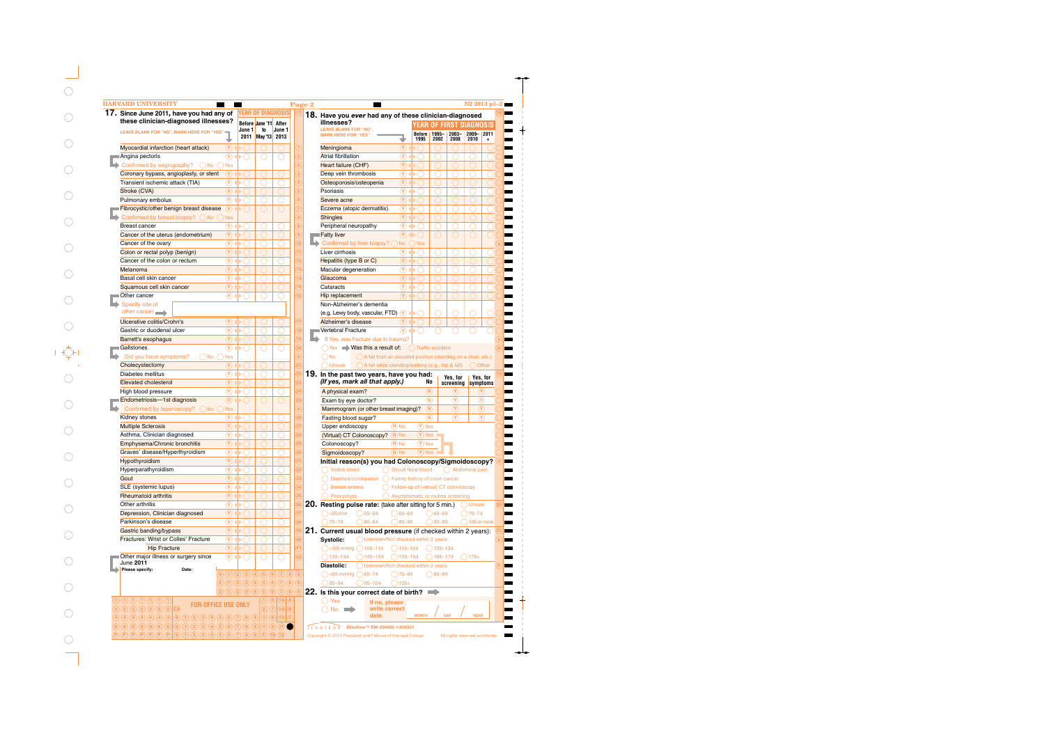HARVARD UNIVERSITY

N2 2013 p1-2

## 17. Since June 2011, have you had any of these clinician-diagnosed illnesses?

LEAVE BLANK FOR "NO", MARK HERE FOR "YES"

| | | YEAR OF DIAGNOSIS | | |
|---|---|---|---|---|
| | | Before June 1 2011 | June '11 to May '13 | After June 1 2013 |
| Myocardial infarction (heart attack) | Ⓨ | ◯ | ◯ | ◯ |
| Angina pectoris | Ⓨ | ◯ | ◯ | ◯ |
| Confirmed by angiography? ◯ No ◯ Yes | | | | |
| Coronary bypass, angioplasty, or stent | Ⓨ | ◯ | ◯ | ◯ |
| Transient ischemic attack (TIA) | Ⓨ | ◯ | ◯ | ◯ |
| Stroke (CVA) | Ⓨ | ◯ | ◯ | ◯ |
| Pulmonary embolus | Ⓨ | ◯ | ◯ | ◯ |
| Fibrocystic/other benign breast disease | Ⓨ | ◯ | ◯ | ◯ |
| Confirmed by breast biopsy? ◯ No ◯ Yes | | | | |
| Breast cancer | Ⓨ | ◯ | ◯ | ◯ |
| Cancer of the uterus (endometrium) | Ⓨ | ◯ | ◯ | ◯ |
| Cancer of the ovary | Ⓨ | ◯ | ◯ | ◯ |
| Colon or rectal polyp (benign) | Ⓨ | ◯ | ◯ | ◯ |
| Cancer of the colon or rectum | Ⓨ | ◯ | ◯ | ◯ |
| Melanoma | Ⓨ | ◯ | ◯ | ◯ |
| Basal cell skin cancer | Ⓨ | ◯ | ◯ | ◯ |
| Squamous cell skin cancer | Ⓨ | ◯ | ◯ | ◯ |
| Other cancer | Ⓨ | ◯ | ◯ | ◯ |
| Specify site of other cancer | | | | |
| Ulcerative colitis/Crohn's | Ⓨ | ◯ | ◯ | ◯ |
| Gastric or duodenal ulcer | Ⓨ | ◯ | ◯ | ◯ |
| Barrett's esophagus | Ⓨ | ◯ | ◯ | ◯ |
| Gallstones | Ⓨ | ◯ | ◯ | ◯ |
| Did you have symptoms? ◯ No ◯ Yes | | | | |
| Cholecystectomy | Ⓨ | ◯ | ◯ | ◯ |
| Diabetes mellitus | Ⓨ | ◯ | ◯ | ◯ |
| Elevated cholesterol | Ⓨ | ◯ | ◯ | ◯ |
| High blood pressure | Ⓨ | ◯ | ◯ | ◯ |
| Endometriosis—1st diagnosis | Ⓨ | ◯ | ◯ | ◯ |
| Confirmed by laparoscopy? ◯ No ◯ Yes | | | | |
| Kidney stones | Ⓨ | ◯ | ◯ | ◯ |
| Multiple Sclerosis | Ⓨ | ◯ | ◯ | ◯ |
| Asthma, Clinician diagnosed | Ⓨ | ◯ | ◯ | ◯ |
| Emphysema/Chronic bronchitis | Ⓨ | ◯ | ◯ | ◯ |
| Graves' disease/Hyperthyroidism | Ⓨ | ◯ | ◯ | ◯ |
| Hypothyroidism | Ⓨ | ◯ | ◯ | ◯ |
| Hyperparathyroidism | Ⓨ | ◯ | ◯ | ◯ |
| Gout | Ⓨ | ◯ | ◯ | ◯ |
| SLE (systemic lupus) | Ⓨ | ◯ | ◯ | ◯ |
| Rheumatoid arthritis | Ⓨ | ◯ | ◯ | ◯ |
| Other arthritis | Ⓨ | ◯ | ◯ | ◯ |
| Depression, Clinician diagnosed | Ⓨ | ◯ | ◯ | ◯ |
| Parkinson's disease | Ⓨ | ◯ | ◯ | ◯ |
| Gastric banding/bypass | Ⓨ | ◯ | ◯ | ◯ |
| Fractures: Wrist or Colles' Fracture | Ⓨ | ◯ | ◯ | ◯ |
| Hip Fracture | Ⓨ | ◯ | ◯ | ◯ |
| Other major illness or surgery since June 2011 | Ⓨ | ◯ | ◯ | ◯ |

Please specify: Date:

FOR OFFICE USE ONLY

## 18. Have you *ever* had any of these clinician-diagnosed illnesses?

LEAVE BLANK FOR "NO", MARK HERE FOR "YES"

| | | YEAR OF FIRST DIAGNOSIS | | | | |
|---|---|---|---|---|---|---|
| | | Before 1995 | 1995–2002 | 2003–2008 | 2009–2010 | 2011 + |
| Meningioma | Ⓨ | ◯ | ◯ | ◯ | ◯ | ◯ |
| Atrial fibrillation | Ⓨ | ◯ | ◯ | ◯ | ◯ | ◯ |
| Heart failure (CHF) | Ⓨ | ◯ | ◯ | ◯ | ◯ | ◯ |
| Deep vein thrombosis | Ⓨ | ◯ | ◯ | ◯ | ◯ | ◯ |
| Osteoporosis/osteopenia | Ⓨ | ◯ | ◯ | ◯ | ◯ | ◯ |
| Psoriasis | Ⓨ | ◯ | ◯ | ◯ | ◯ | ◯ |
| Severe acne | Ⓨ | ◯ | ◯ | ◯ | ◯ | ◯ |
| Eczema (atopic dermatitis) | Ⓨ | ◯ | ◯ | ◯ | ◯ | ◯ |
| Shingles | Ⓨ | ◯ | ◯ | ◯ | ◯ | ◯ |
| Peripheral neuropathy | Ⓨ | ◯ | ◯ | ◯ | ◯ | ◯ |
| Fatty liver | Ⓨ | ◯ | ◯ | ◯ | ◯ | ◯ |
| Confirmed by liver biopsy? ◯ No ◯ Yes | | | | | | |
| Liver cirrhosis | Ⓨ | ◯ | ◯ | ◯ | ◯ | ◯ |
| Hepatitis (type B or C) | Ⓨ | ◯ | ◯ | ◯ | ◯ | ◯ |
| Macular degeneration | Ⓨ | ◯ | ◯ | ◯ | ◯ | ◯ |
| Glaucoma | Ⓨ | ◯ | ◯ | ◯ | ◯ | ◯ |
| Cataracts | Ⓨ | ◯ | ◯ | ◯ | ◯ | ◯ |
| Hip replacement | Ⓨ | ◯ | ◯ | ◯ | ◯ | ◯ |
| Non-Alzheimer's dementia (e.g. Lewy body, vascular, FTD) | Ⓨ | ◯ | ◯ | ◯ | ◯ | ◯ |
| Alzheimer's disease | Ⓨ | ◯ | ◯ | ◯ | ◯ | ◯ |
| Vertebral Fracture | Ⓨ | ◯ | ◯ | ◯ | ◯ | ◯ |

If Yes, was fracture due to trauma?

◯ Yes ➡ Was this a result of: ◯ Traffic accident
◯ No ◯ A fall from an elevated position (standing on a chair, etc.)
◯ Unsure ◯ A fall while standing/walking (e.g., trip & fall) ◯ Other

## 19. In the past two years, have you had:
*(If yes, mark all that apply.)*

| | No | Yes, for screening | Yes, for symptoms |
|---|---|---|---|
| A physical exam? | Ⓝ | Ⓨ | Ⓨ |
| Exam by eye doctor? | Ⓝ | Ⓨ | Ⓨ |
| Mammogram (or other breast imaging)? | Ⓝ | Ⓨ | Ⓨ |
| Fasting blood sugar? | Ⓝ | Ⓨ | Ⓨ |

| | | |
|---|---|---|
| Upper endoscopy | Ⓝ No | Ⓨ Yes |
| (Virtual) CT Colonoscopy? | Ⓝ No | Ⓨ Yes |
| Colonoscopy? | Ⓝ No | Ⓨ Yes |
| Sigmoidoscopy? | Ⓝ No | Ⓨ Yes |

**Initial reason(s) you had Colonoscopy/Sigmoidoscopy?**

◯ Visible blood ◯ Occult fecal blood ◯ Abdominal pain
◯ Diarrhea/constipation ◯ Family history of colon cancer
◯ Barium enema ◯ Follow-up of (virtual) CT colonoscopy
◯ Prior polyps ◯ Asymptomatic or routine screening

## 20. Resting pulse rate: (take after sitting for 5 min.) ◯ Unsure

◯ <55/min ◯ 55–59 ◯ 60–64 ◯ 65–69 ◯ 70–74
◯ 75–79 ◯ 80–84 ◯ 85–89 ◯ 90–99 ◯ 100 or more

## 21. Current usual blood pressure (if checked within 2 years):

**Systolic:** ◯ Unknown/Not checked within 2 years
◯ <105 mmHg ◯ 105–114 ◯ 115–124 ◯ 125–134
◯ 135–144 ◯ 145–154 ◯ 155–164 ◯ 165–174 ◯ 175+

**Diastolic:** ◯ Unknown/Not checked within 2 years
◯ <65 mmHg ◯ 65–74 ◯ 75–84 ◯ 85–89
◯ 90–94 ◯ 95–104 ◯ 105+

## 22. Is this your correct date of birth?

◯ Yes
◯ No ➡ If no, please write correct date. MONTH / DAY / YEAR

SCANTRON EliteView™ EM-294850-1:654321

Copyright © 2013 President and Fellows of Harvard College. All rights reserved worldwide.